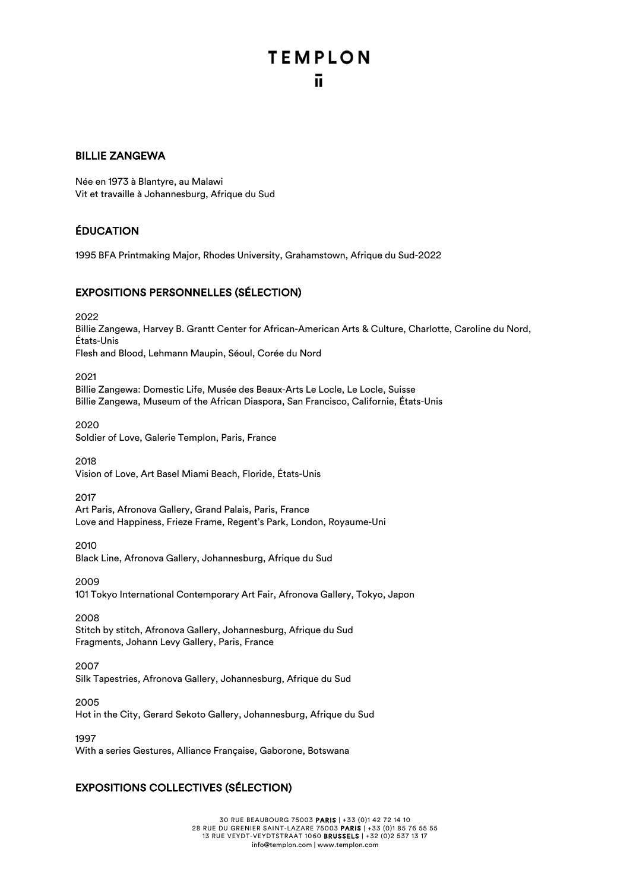# TEMPLON

## BILLIE ZANGEWA

Née en 1973 à Blantyre, au Malawi
Vit et travaille à Johannesburg, Afrique du Sud

## ÉDUCATION

1995 BFA Printmaking Major, Rhodes University, Grahamstown, Afrique du Sud-2022

## EXPOSITIONS PERSONNELLES (SÉLECTION)

2022
Billie Zangewa, Harvey B. Grantt Center for African-American Arts & Culture, Charlotte, Caroline du Nord, États-Unis
Flesh and Blood, Lehmann Maupin, Séoul, Corée du Nord

2021
Billie Zangewa: Domestic Life, Musée des Beaux-Arts Le Locle, Le Locle, Suisse
Billie Zangewa, Museum of the African Diaspora, San Francisco, Californie, États-Unis

2020
Soldier of Love, Galerie Templon, Paris, France

2018
Vision of Love, Art Basel Miami Beach, Floride, États-Unis

2017
Art Paris, Afronova Gallery, Grand Palais, Paris, France
Love and Happiness, Frieze Frame, Regent's Park, London, Royaume-Uni

2010
Black Line, Afronova Gallery, Johannesburg, Afrique du Sud

2009
101 Tokyo International Contemporary Art Fair, Afronova Gallery, Tokyo, Japon

2008
Stitch by stitch, Afronova Gallery, Johannesburg, Afrique du Sud
Fragments, Johann Levy Gallery, Paris, France

2007
Silk Tapestries, Afronova Gallery, Johannesburg, Afrique du Sud

2005
Hot in the City, Gerard Sekoto Gallery, Johannesburg, Afrique du Sud

1997
With a series Gestures, Alliance Française, Gaborone, Botswana

## EXPOSITIONS COLLECTIVES (SÉLECTION)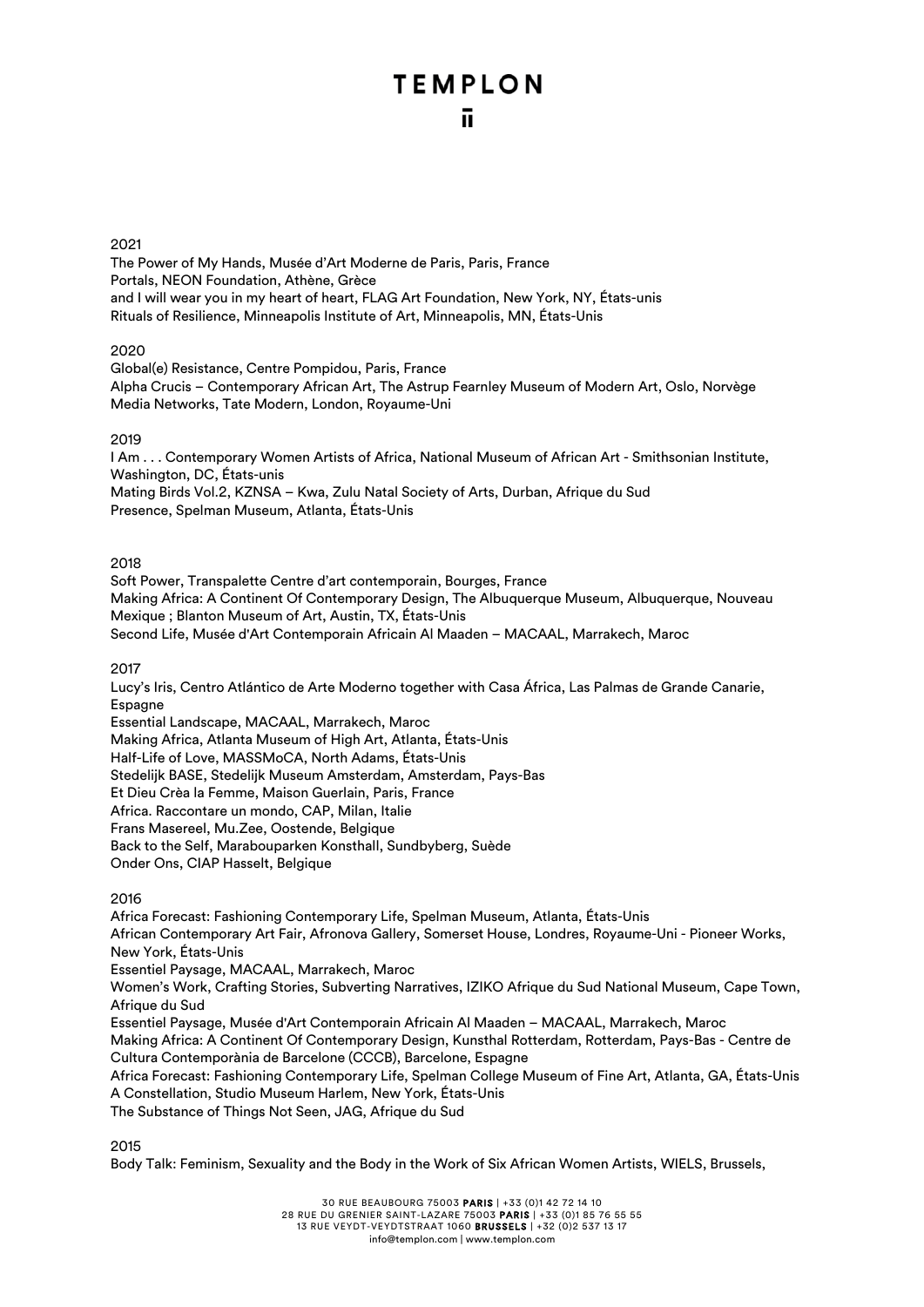2021

The Power of My Hands, Musée d'Art Moderne de Paris, Paris, France
Portals, NEON Foundation, Athène, Grèce
and I will wear you in my heart of heart, FLAG Art Foundation, New York, NY, États-unis
Rituals of Resilience, Minneapolis Institute of Art, Minneapolis, MN, États-Unis

2020

Global(e) Resistance, Centre Pompidou, Paris, France
Alpha Crucis – Contemporary African Art, The Astrup Fearnley Museum of Modern Art, Oslo, Norvège
Media Networks, Tate Modern, London, Royaume-Uni

2019

I Am . . . Contemporary Women Artists of Africa, National Museum of African Art - Smithsonian Institute, Washington, DC, États-unis
Mating Birds Vol.2, KZNSA – Kwa, Zulu Natal Society of Arts, Durban, Afrique du Sud
Presence, Spelman Museum, Atlanta, États-Unis

2018

Soft Power, Transpalette Centre d'art contemporain, Bourges, France
Making Africa: A Continent Of Contemporary Design, The Albuquerque Museum, Albuquerque, Nouveau Mexique ; Blanton Museum of Art, Austin, TX, États-Unis
Second Life, Musée d'Art Contemporain Africain Al Maaden – MACAAL, Marrakech, Maroc

2017

Lucy's Iris, Centro Atlántico de Arte Moderno together with Casa África, Las Palmas de Grande Canarie, Espagne
Essential Landscape, MACAAL, Marrakech, Maroc
Making Africa, Atlanta Museum of High Art, Atlanta, États-Unis
Half-Life of Love, MASSMoCA, North Adams, États-Unis
Stedelijk BASE, Stedelijk Museum Amsterdam, Amsterdam, Pays-Bas
Et Dieu Crèa la Femme, Maison Guerlain, Paris, France
Africa. Raccontare un mondo, CAP, Milan, Italie
Frans Masereel, Mu.Zee, Oostende, Belgique
Back to the Self, Marabouparken Konsthall, Sundbyberg, Suède
Onder Ons, CIAP Hasselt, Belgique

2016

Africa Forecast: Fashioning Contemporary Life, Spelman Museum, Atlanta, États-Unis
African Contemporary Art Fair, Afronova Gallery, Somerset House, Londres, Royaume-Uni - Pioneer Works, New York, États-Unis
Essentiel Paysage, MACAAL, Marrakech, Maroc
Women's Work, Crafting Stories, Subverting Narratives, IZIKO Afrique du Sud National Museum, Cape Town, Afrique du Sud
Essentiel Paysage, Musée d'Art Contemporain Africain Al Maaden – MACAAL, Marrakech, Maroc
Making Africa: A Continent Of Contemporary Design, Kunsthal Rotterdam, Rotterdam, Pays-Bas - Centre de Cultura Contemporània de Barcelone (CCCB), Barcelone, Espagne
Africa Forecast: Fashioning Contemporary Life, Spelman College Museum of Fine Art, Atlanta, GA, États-Unis
A Constellation, Studio Museum Harlem, New York, États-Unis
The Substance of Things Not Seen, JAG, Afrique du Sud

2015

Body Talk: Feminism, Sexuality and the Body in the Work of Six African Women Artists, WIELS, Brussels,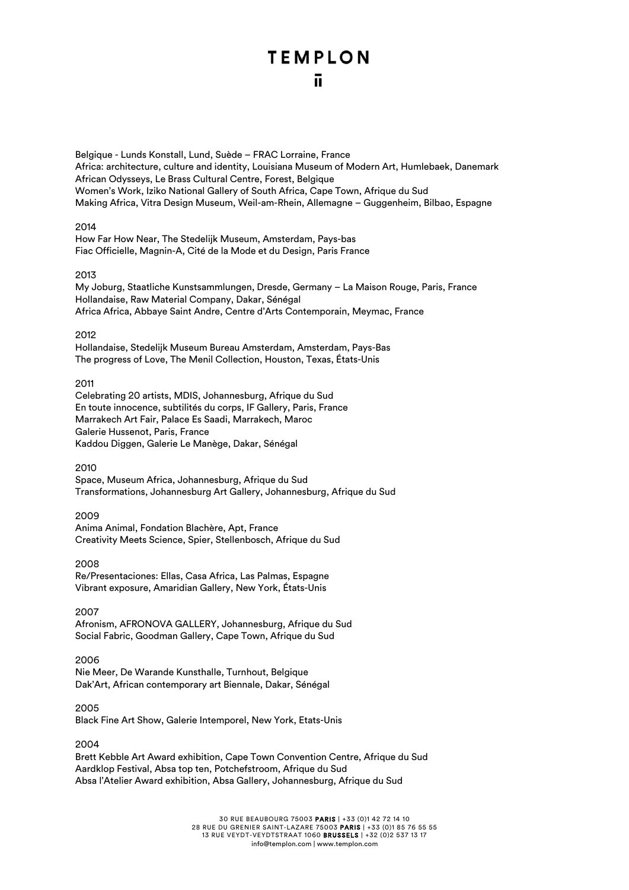Belgique - Lunds Konstall, Lund, Suède – FRAC Lorraine, France
Africa: architecture, culture and identity, Louisiana Museum of Modern Art, Humlebaek, Danemark
African Odysseys, Le Brass Cultural Centre, Forest, Belgique
Women's Work, Iziko National Gallery of South Africa, Cape Town, Afrique du Sud
Making Africa, Vitra Design Museum, Weil-am-Rhein, Allemagne – Guggenheim, Bilbao, Espagne

2014
How Far How Near, The Stedelijk Museum, Amsterdam, Pays-bas
Fiac Officielle, Magnin-A, Cité de la Mode et du Design, Paris France

2013
My Joburg, Staatliche Kunstsammlungen, Dresde, Germany – La Maison Rouge, Paris, France
Hollandaise, Raw Material Company, Dakar, Sénégal
Africa Africa, Abbaye Saint Andre, Centre d'Arts Contemporain, Meymac, France

2012
Hollandaise, Stedelijk Museum Bureau Amsterdam, Amsterdam, Pays-Bas
The progress of Love, The Menil Collection, Houston, Texas, États-Unis

2011
Celebrating 20 artists, MDIS, Johannesburg, Afrique du Sud
En toute innocence, subtilités du corps, IF Gallery, Paris, France
Marrakech Art Fair, Palace Es Saadi, Marrakech, Maroc
Galerie Hussenot, Paris, France
Kaddou Diggen, Galerie Le Manège, Dakar, Sénégal

2010
Space, Museum Africa, Johannesburg, Afrique du Sud
Transformations, Johannesburg Art Gallery, Johannesburg, Afrique du Sud

2009
Anima Animal, Fondation Blachère, Apt, France
Creativity Meets Science, Spier, Stellenbosch, Afrique du Sud

2008
Re/Presentaciones: Ellas, Casa Africa, Las Palmas, Espagne
Vibrant exposure, Amaridian Gallery, New York, États-Unis

2007
Afronism, AFRONOVA GALLERY, Johannesburg, Afrique du Sud
Social Fabric, Goodman Gallery, Cape Town, Afrique du Sud

2006
Nie Meer, De Warande Kunsthalle, Turnhout, Belgique
Dak'Art, African contemporary art Biennale, Dakar, Sénégal

2005
Black Fine Art Show, Galerie Intemporel, New York, Etats-Unis

2004
Brett Kebble Art Award exhibition, Cape Town Convention Centre, Afrique du Sud
Aardklop Festival, Absa top ten, Potchefstroom, Afrique du Sud
Absa l'Atelier Award exhibition, Absa Gallery, Johannesburg, Afrique du Sud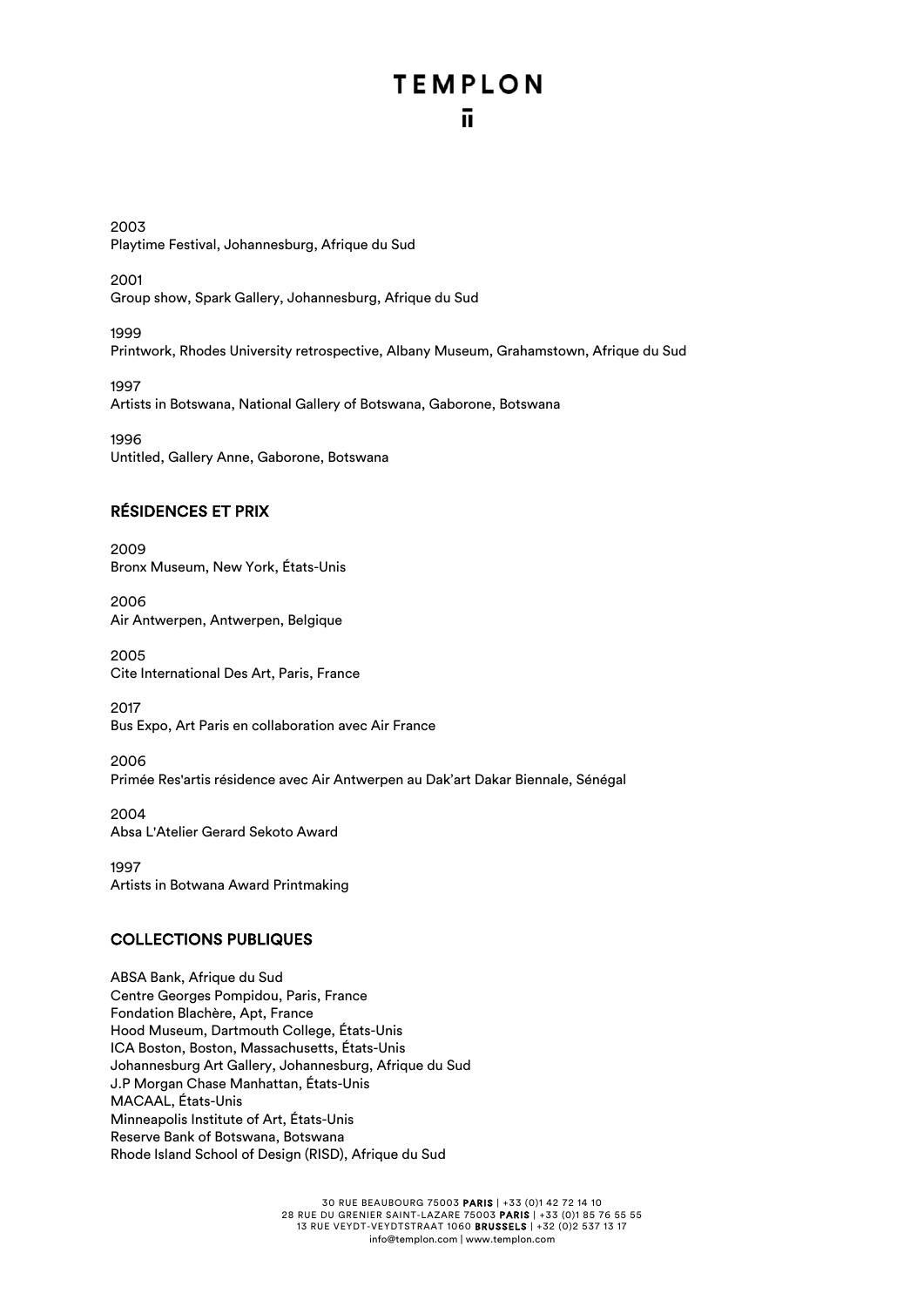2003
Playtime Festival, Johannesburg, Afrique du Sud

2001
Group show, Spark Gallery, Johannesburg, Afrique du Sud

1999
Printwork, Rhodes University retrospective, Albany Museum, Grahamstown, Afrique du Sud

1997
Artists in Botswana, National Gallery of Botswana, Gaborone, Botswana

1996
Untitled, Gallery Anne, Gaborone, Botswana

## RÉSIDENCES ET PRIX

2009
Bronx Museum, New York, États-Unis

2006
Air Antwerpen, Antwerpen, Belgique

2005
Cite International Des Art, Paris, France

2017
Bus Expo, Art Paris en collaboration avec Air France

2006
Primée Res'artis résidence avec Air Antwerpen au Dak'art Dakar Biennale, Sénégal

2004
Absa L'Atelier Gerard Sekoto Award

1997
Artists in Botwana Award Printmaking

## COLLECTIONS PUBLIQUES

ABSA Bank, Afrique du Sud
Centre Georges Pompidou, Paris, France
Fondation Blachère, Apt, France
Hood Museum, Dartmouth College, États-Unis
ICA Boston, Boston, Massachusetts, États-Unis
Johannesburg Art Gallery, Johannesburg, Afrique du Sud
J.P Morgan Chase Manhattan, États-Unis
MACAAL, États-Unis
Minneapolis Institute of Art, États-Unis
Reserve Bank of Botswana, Botswana
Rhode Island School of Design (RISD), Afrique du Sud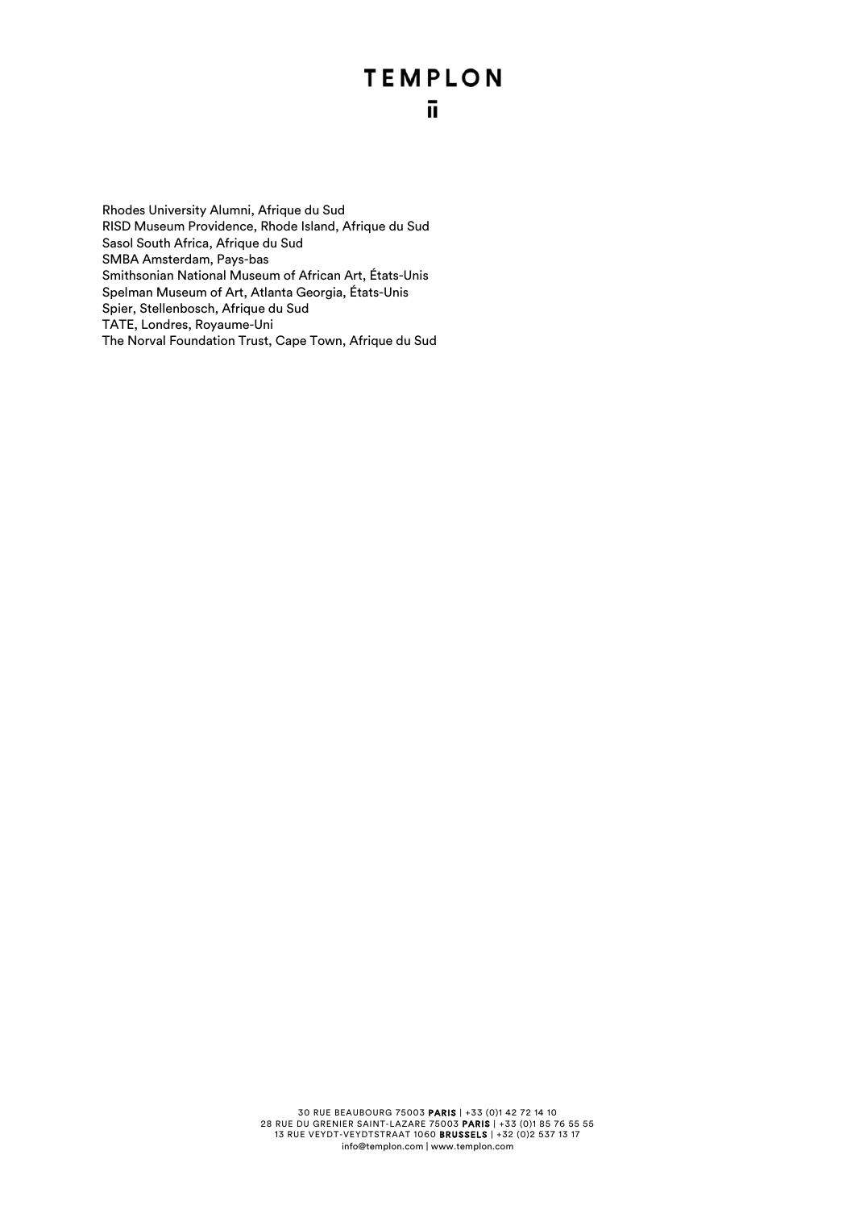Rhodes University Alumni, Afrique du Sud
RISD Museum Providence, Rhode Island, Afrique du Sud
Sasol South Africa, Afrique du Sud
SMBA Amsterdam, Pays-bas
Smithsonian National Museum of African Art, États-Unis
Spelman Museum of Art, Atlanta Georgia, États-Unis
Spier, Stellenbosch, Afrique du Sud
TATE, Londres, Royaume-Uni
The Norval Foundation Trust, Cape Town, Afrique du Sud